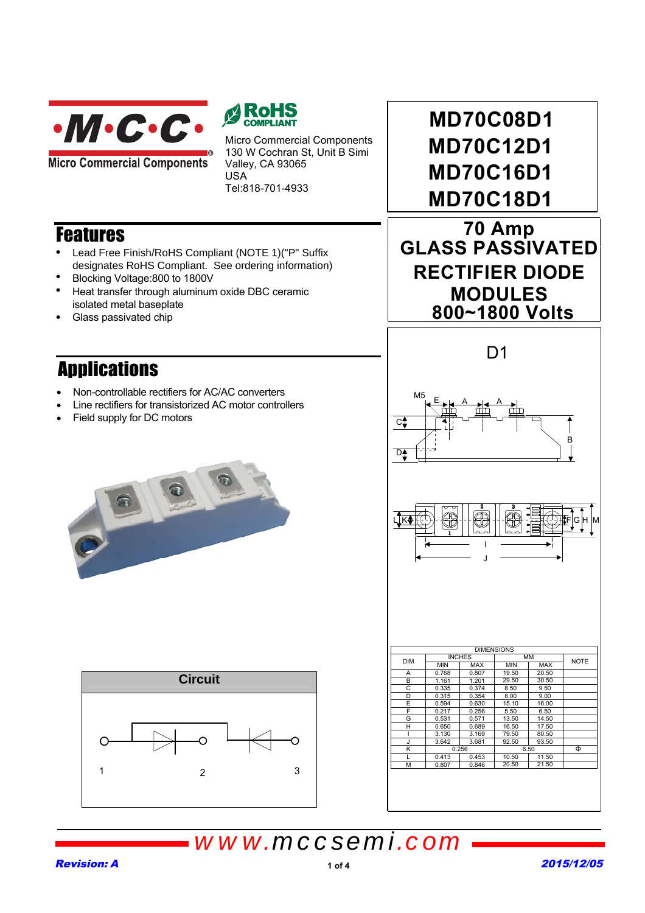Micro Commercial Components

Micro Commercial Components
130 W Cochran St, Unit B Simi Valley, CA 93065
USA
Tel:818-701-4933

# MD70C08D1
# MD70C12D1
# MD70C16D1
# MD70C18D1

## 70 Amp GLASS PASSIVATED RECTIFIER DIODE MODULES 800~1800 Volts

## Features

- Lead Free Finish/RoHS Compliant (NOTE 1)("P" Suffix designates RoHS Compliant. See ordering information)
- Blocking Voltage:800 to 1800V
- Heat transfer through aluminum oxide DBC ceramic isolated metal baseplate
- Glass passivated chip

## Applications

- Non-controllable rectifiers for AC/AC converters
- Line rectifiers for transistorized AC motor controllers
- Field supply for DC motors

### Circuit

D1

| DIM | INCHES MIN | INCHES MAX | MM MIN | MM MAX | NOTE |
|---|---|---|---|---|---|
| A | 0.768 | 0.807 | 19.50 | 20.50 | |
| B | 1.161 | 1.201 | 29.50 | 30.50 | |
| C | 0.335 | 0.374 | 8.50 | 9.50 | |
| D | 0.315 | 0.354 | 8.00 | 9.00 | |
| E | 0.594 | 0.630 | 15.10 | 16.00 | |
| F | 0.217 | 0.256 | 5.50 | 6.50 | |
| G | 0.531 | 0.571 | 13.50 | 14.50 | |
| H | 0.650 | 0.689 | 16.50 | 17.50 | |
| I | 3.130 | 3.169 | 79.50 | 80.50 | |
| J | 3.642 | 3.681 | 92.50 | 93.50 | |
| K | 0.256 | | 6.50 | | Φ |
| L | 0.413 | 0.453 | 10.50 | 11.50 | |
| M | 0.807 | 0.846 | 20.50 | 21.50 | |

www.mccsemi.com

Revision: A

2015/12/05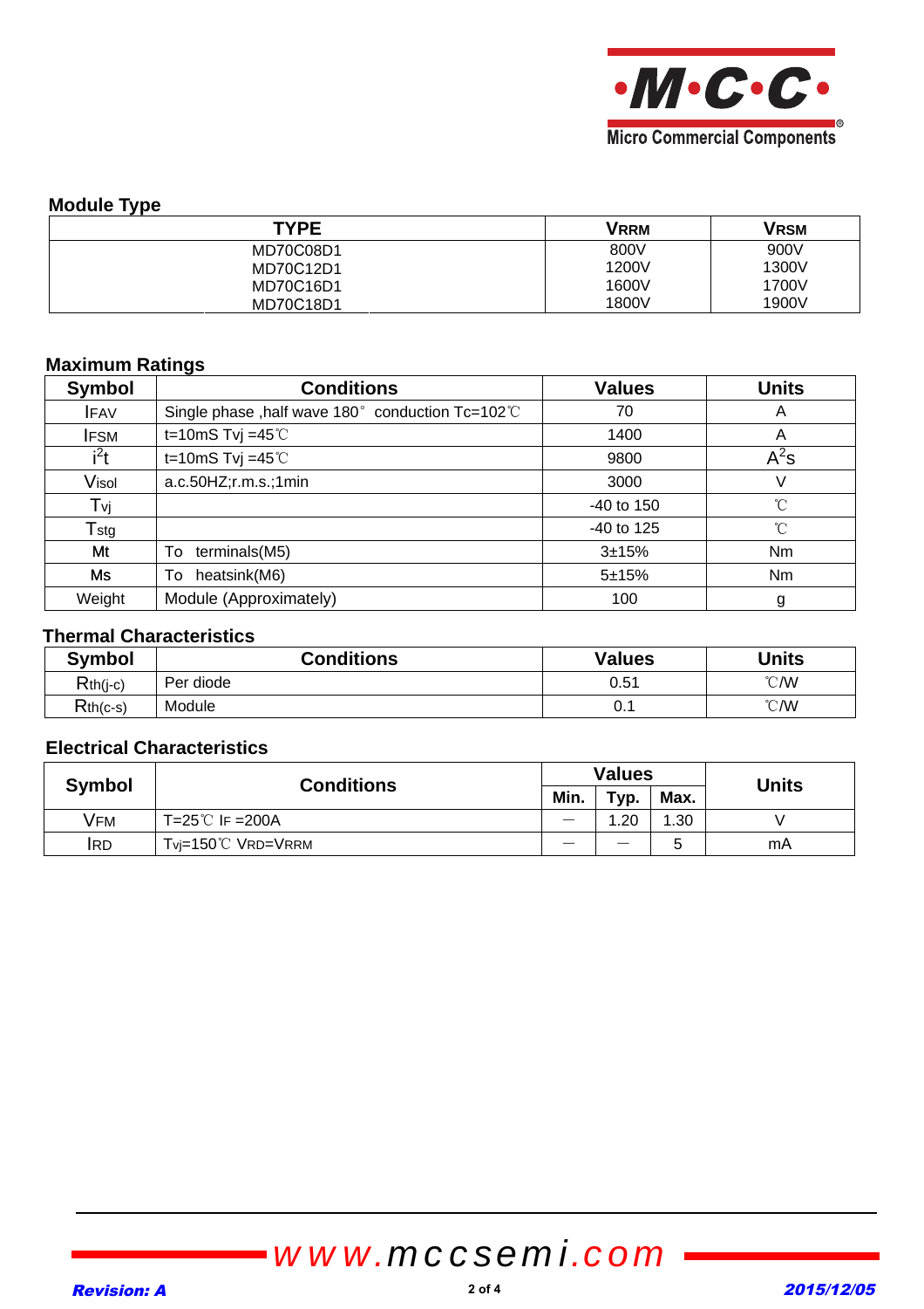## Module Type

| TYPE | $V_{RRM}$ | $V_{RSM}$ |
|---|---|---|
| MD70C08D1 | 800V | 900V |
| MD70C12D1 | 1200V | 1300V |
| MD70C16D1 | 1600V | 1700V |
| MD70C18D1 | 1800V | 1900V |

## Maximum Ratings

| Symbol | Conditions | Values | Units |
|---|---|---|---|
| $I_{FAV}$ | Single phase ,half wave 180° conduction Tc=102℃ | 70 | A |
| $I_{FSM}$ | t=10mS Tvj =45℃ | 1400 | A |
| $i^2t$ | t=10mS Tvj =45℃ | 9800 | $A^2s$ |
| $V_{isol}$ | a.c.50HZ;r.m.s.;1min | 3000 | V |
| $T_{vj}$ | | -40 to 150 | ℃ |
| $T_{stg}$ | | -40 to 125 | ℃ |
| Mt | To terminals(M5) | 3±15% | Nm |
| Ms | To heatsink(M6) | 5±15% | Nm |
| Weight | Module (Approximately) | 100 | g |

## Thermal Characteristics

| Symbol | Conditions | Values | Units |
|---|---|---|---|
| $R_{th(j-c)}$ | Per diode | 0.51 | ℃/W |
| $R_{th(c-s)}$ | Module | 0.1 | ℃/W |

## Electrical Characteristics

| Symbol | Conditions | Values | | | Units |
|---|---|---|---|---|---|
| | | Min. | Typ. | Max. | |
| $V_{FM}$ | T=25℃ $I_F$ =200A | — | 1.20 | 1.30 | V |
| $I_{RD}$ | $T_{vj}$=150℃ $V_{RD}$=$V_{RRM}$ | — | — | 5 | mA |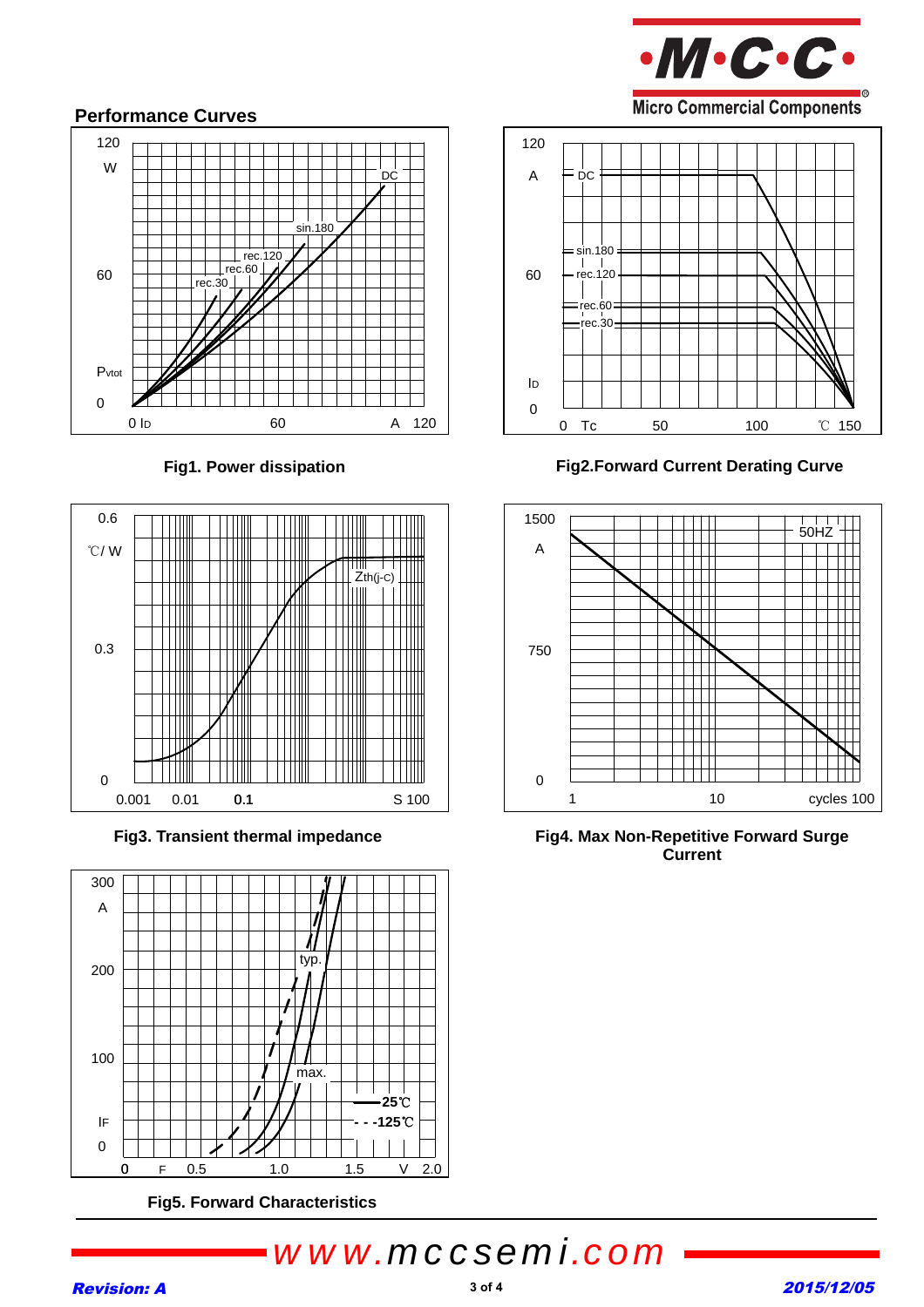## Performance Curves

Fig1. Power dissipation

Fig2.Forward Current Derating Curve

Fig3. Transient thermal impedance

Fig4. Max Non-Repetitive Forward Surge Current

Fig5. Forward Characteristics

*www.mccsemi.com*

***Revision: A*** ***2015/12/05***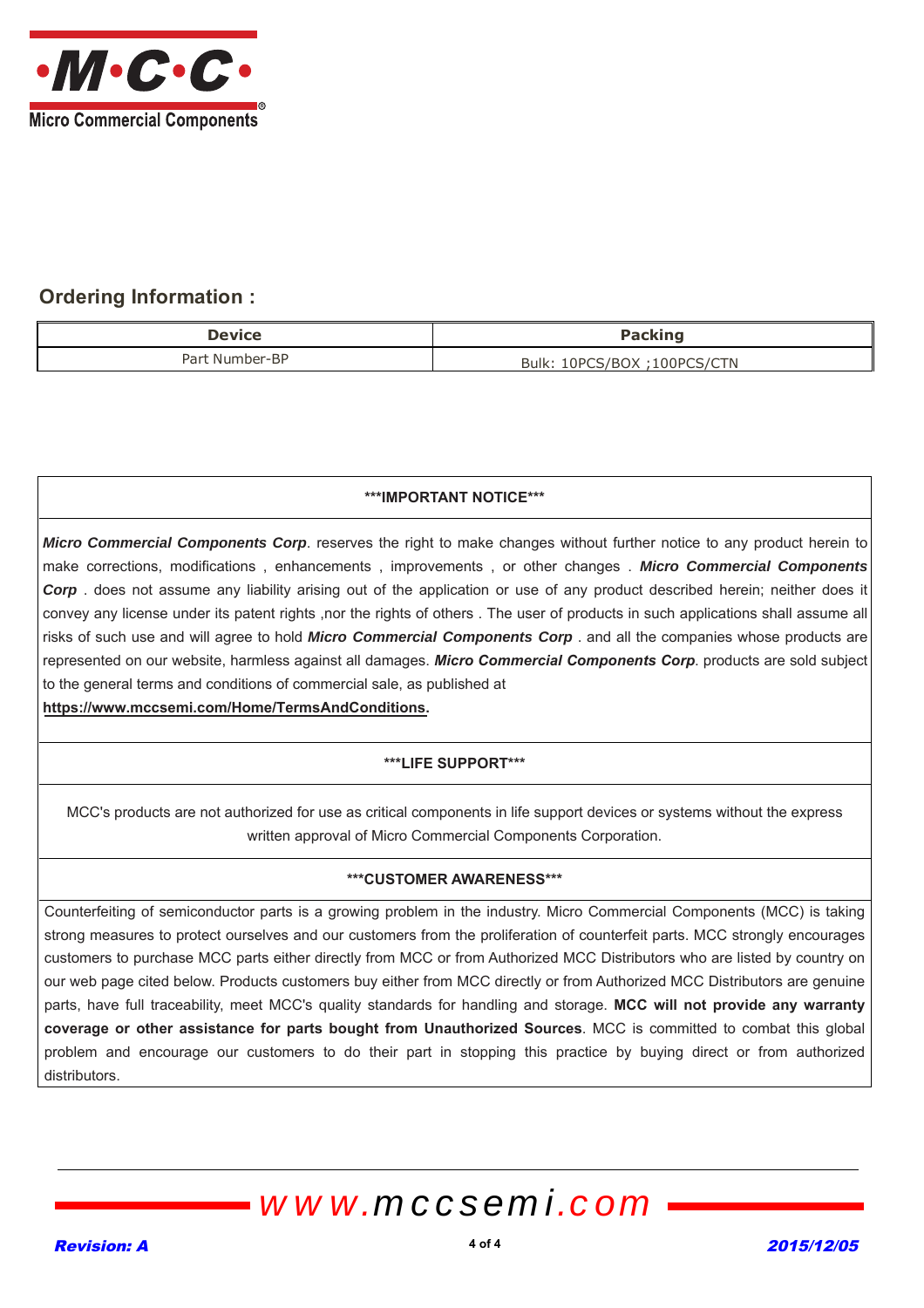## Ordering Information :

| Device | Packing |
|---|---|
| Part Number-BP | Bulk: 10PCS/BOX ;100PCS/CTN |

***IMPORTANT NOTICE***

***Micro Commercial Components Corp***. reserves the right to make changes without further notice to any product herein to make corrections, modifications , enhancements , improvements , or other changes . ***Micro Commercial Components Corp*** . does not assume any liability arising out of the application or use of any product described herein; neither does it convey any license under its patent rights ,nor the rights of others . The user of products in such applications shall assume all risks of such use and will agree to hold ***Micro Commercial Components Corp*** . and all the companies whose products are represented on our website, harmless against all damages. ***Micro Commercial Components Corp***. products are sold subject to the general terms and conditions of commercial sale, as published at **https://www.mccsemi.com/Home/TermsAndConditions.**

***LIFE SUPPORT***

MCC's products are not authorized for use as critical components in life support devices or systems without the express written approval of Micro Commercial Components Corporation.

***CUSTOMER AWARENESS***

Counterfeiting of semiconductor parts is a growing problem in the industry. Micro Commercial Components (MCC) is taking strong measures to protect ourselves and our customers from the proliferation of counterfeit parts. MCC strongly encourages customers to purchase MCC parts either directly from MCC or from Authorized MCC Distributors who are listed by country on our web page cited below. Products customers buy either from MCC directly or from Authorized MCC Distributors are genuine parts, have full traceability, meet MCC's quality standards for handling and storage. **MCC will not provide any warranty coverage or other assistance for parts bought from Unauthorized Sources**. MCC is committed to combat this global problem and encourage our customers to do their part in stopping this practice by buying direct or from authorized distributors.